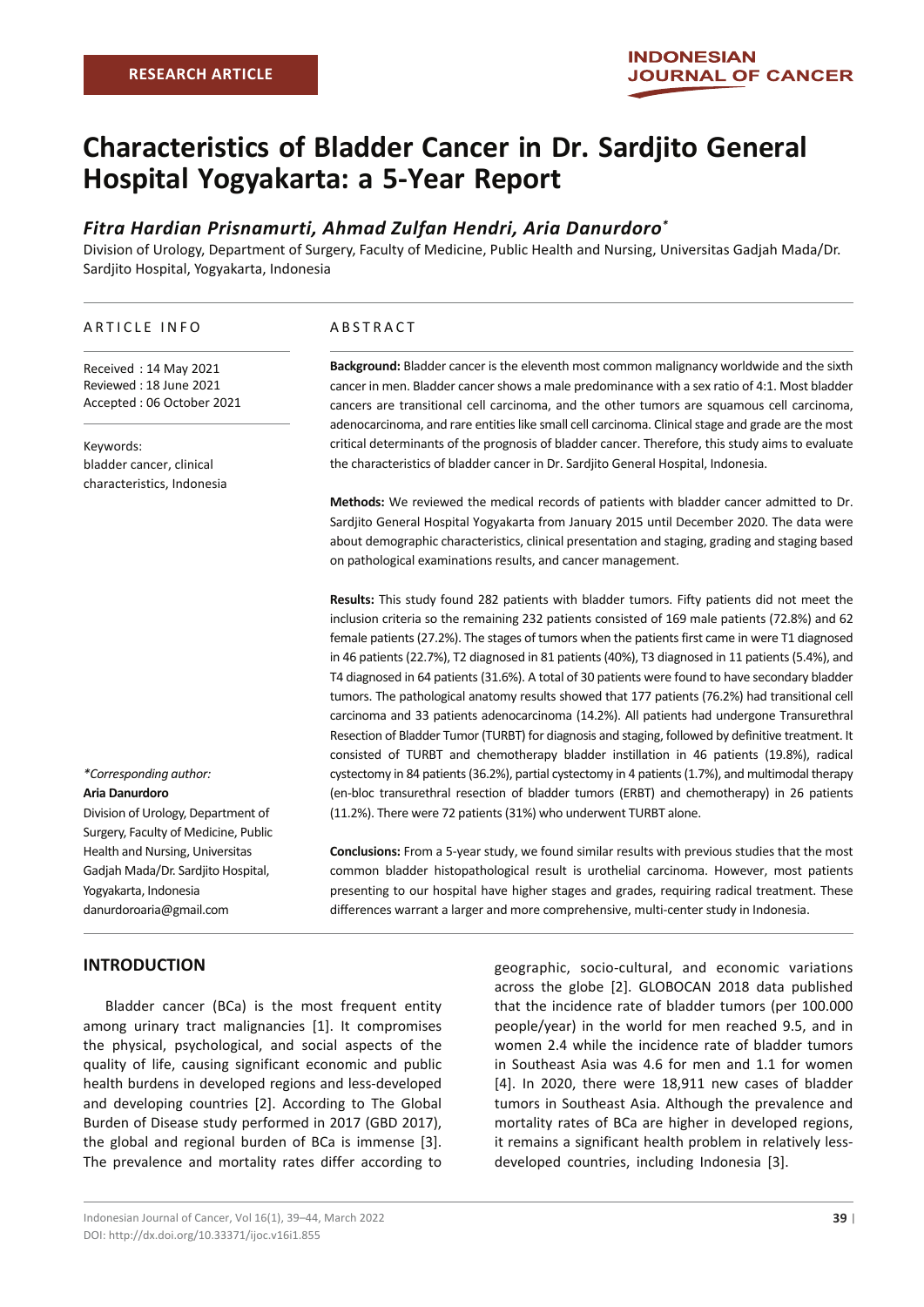RESEARCH ARTICLE

# Characteristics of Bladder Cancer in Dr. Sardjito General Hospital Yogyakarta: a 5-Year Report

***Fitra Hardian Prisnamurti, Ahmad Zulfan Hendri, Aria Danurdoro****

Division of Urology, Department of Surgery, Faculty of Medicine, Public Health and Nursing, Universitas Gadjah Mada/Dr. Sardjito Hospital, Yogyakarta, Indonesia

## ARTICLE INFO

Received : 14 May 2021
Reviewed : 18 June 2021
Accepted : 06 October 2021

Keywords:
bladder cancer, clinical characteristics, Indonesia

*Corresponding author:*
**Aria Danurdoro**
Division of Urology, Department of Surgery, Faculty of Medicine, Public Health and Nursing, Universitas Gadjah Mada/Dr. Sardjito Hospital, Yogyakarta, Indonesia
danurdoroaria@gmail.com

## ABSTRACT

**Background:** Bladder cancer is the eleventh most common malignancy worldwide and the sixth cancer in men. Bladder cancer shows a male predominance with a sex ratio of 4:1. Most bladder cancers are transitional cell carcinoma, and the other tumors are squamous cell carcinoma, adenocarcinoma, and rare entities like small cell carcinoma. Clinical stage and grade are the most critical determinants of the prognosis of bladder cancer. Therefore, this study aims to evaluate the characteristics of bladder cancer in Dr. Sardjito General Hospital, Indonesia.

**Methods:** We reviewed the medical records of patients with bladder cancer admitted to Dr. Sardjito General Hospital Yogyakarta from January 2015 until December 2020. The data were about demographic characteristics, clinical presentation and staging, grading and staging based on pathological examinations results, and cancer management.

**Results:** This study found 282 patients with bladder tumors. Fifty patients did not meet the inclusion criteria so the remaining 232 patients consisted of 169 male patients (72.8%) and 62 female patients (27.2%). The stages of tumors when the patients first came in were T1 diagnosed in 46 patients (22.7%), T2 diagnosed in 81 patients (40%), T3 diagnosed in 11 patients (5.4%), and T4 diagnosed in 64 patients (31.6%). A total of 30 patients were found to have secondary bladder tumors. The pathological anatomy results showed that 177 patients (76.2%) had transitional cell carcinoma and 33 patients adenocarcinoma (14.2%). All patients had undergone Transurethral Resection of Bladder Tumor (TURBT) for diagnosis and staging, followed by definitive treatment. It consisted of TURBT and chemotherapy bladder instillation in 46 patients (19.8%), radical cystectomy in 84 patients (36.2%), partial cystectomy in 4 patients (1.7%), and multimodal therapy (en-bloc transurethral resection of bladder tumors (ERBT) and chemotherapy) in 26 patients (11.2%). There were 72 patients (31%) who underwent TURBT alone.

**Conclusions:** From a 5-year study, we found similar results with previous studies that the most common bladder histopathological result is urothelial carcinoma. However, most patients presenting to our hospital have higher stages and grades, requiring radical treatment. These differences warrant a larger and more comprehensive, multi-center study in Indonesia.

## INTRODUCTION

Bladder cancer (BCa) is the most frequent entity among urinary tract malignancies [1]. It compromises the physical, psychological, and social aspects of the quality of life, causing significant economic and public health burdens in developed regions and less-developed and developing countries [2]. According to The Global Burden of Disease study performed in 2017 (GBD 2017), the global and regional burden of BCa is immense [3]. The prevalence and mortality rates differ according to geographic, socio-cultural, and economic variations across the globe [2]. GLOBOCAN 2018 data published that the incidence rate of bladder tumors (per 100.000 people/year) in the world for men reached 9.5, and in women 2.4 while the incidence rate of bladder tumors in Southeast Asia was 4.6 for men and 1.1 for women [4]. In 2020, there were 18,911 new cases of bladder tumors in Southeast Asia. Although the prevalence and mortality rates of BCa are higher in developed regions, it remains a significant health problem in relatively less-developed countries, including Indonesia [3].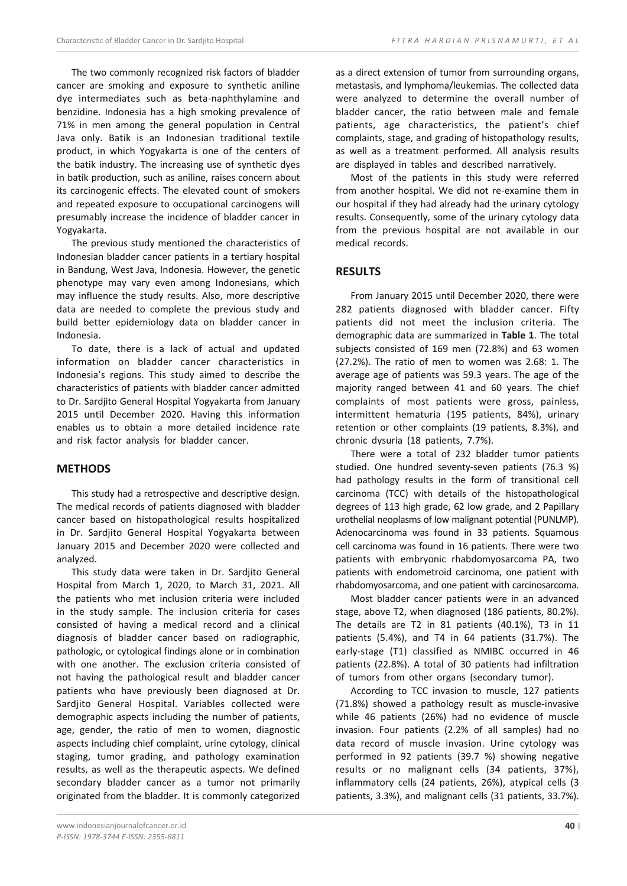The two commonly recognized risk factors of bladder cancer are smoking and exposure to synthetic aniline dye intermediates such as beta-naphthylamine and benzidine. Indonesia has a high smoking prevalence of 71% in men among the general population in Central Java only. Batik is an Indonesian traditional textile product, in which Yogyakarta is one of the centers of the batik industry. The increasing use of synthetic dyes in batik production, such as aniline, raises concern about its carcinogenic effects. The elevated count of smokers and repeated exposure to occupational carcinogens will presumably increase the incidence of bladder cancer in Yogyakarta.

The previous study mentioned the characteristics of Indonesian bladder cancer patients in a tertiary hospital in Bandung, West Java, Indonesia. However, the genetic phenotype may vary even among Indonesians, which may influence the study results. Also, more descriptive data are needed to complete the previous study and build better epidemiology data on bladder cancer in Indonesia.

To date, there is a lack of actual and updated information on bladder cancer characteristics in Indonesia's regions. This study aimed to describe the characteristics of patients with bladder cancer admitted to Dr. Sardjito General Hospital Yogyakarta from January 2015 until December 2020. Having this information enables us to obtain a more detailed incidence rate and risk factor analysis for bladder cancer.

## METHODS

This study had a retrospective and descriptive design. The medical records of patients diagnosed with bladder cancer based on histopathological results hospitalized in Dr. Sardjito General Hospital Yogyakarta between January 2015 and December 2020 were collected and analyzed.

This study data were taken in Dr. Sardjito General Hospital from March 1, 2020, to March 31, 2021. All the patients who met inclusion criteria were included in the study sample. The inclusion criteria for cases consisted of having a medical record and a clinical diagnosis of bladder cancer based on radiographic, pathologic, or cytological findings alone or in combination with one another. The exclusion criteria consisted of not having the pathological result and bladder cancer patients who have previously been diagnosed at Dr. Sardjito General Hospital. Variables collected were demographic aspects including the number of patients, age, gender, the ratio of men to women, diagnostic aspects including chief complaint, urine cytology, clinical staging, tumor grading, and pathology examination results, as well as the therapeutic aspects. We defined secondary bladder cancer as a tumor not primarily originated from the bladder. It is commonly categorized as a direct extension of tumor from surrounding organs, metastasis, and lymphoma/leukemias. The collected data were analyzed to determine the overall number of bladder cancer, the ratio between male and female patients, age characteristics, the patient's chief complaints, stage, and grading of histopathology results, as well as a treatment performed. All analysis results are displayed in tables and described narratively.

Most of the patients in this study were referred from another hospital. We did not re-examine them in our hospital if they had already had the urinary cytology results. Consequently, some of the urinary cytology data from the previous hospital are not available in our medical records.

## RESULTS

From January 2015 until December 2020, there were 282 patients diagnosed with bladder cancer. Fifty patients did not meet the inclusion criteria. The demographic data are summarized in **Table 1**. The total subjects consisted of 169 men (72.8%) and 63 women (27.2%). The ratio of men to women was 2.68: 1. The average age of patients was 59.3 years. The age of the majority ranged between 41 and 60 years. The chief complaints of most patients were gross, painless, intermittent hematuria (195 patients, 84%), urinary retention or other complaints (19 patients, 8.3%), and chronic dysuria (18 patients, 7.7%).

There were a total of 232 bladder tumor patients studied. One hundred seventy-seven patients (76.3 %) had pathology results in the form of transitional cell carcinoma (TCC) with details of the histopathological degrees of 113 high grade, 62 low grade, and 2 Papillary urothelial neoplasms of low malignant potential (PUNLMP). Adenocarcinoma was found in 33 patients. Squamous cell carcinoma was found in 16 patients. There were two patients with embryonic rhabdomyosarcoma PA, two patients with endometroid carcinoma, one patient with rhabdomyosarcoma, and one patient with carcinosarcoma.

Most bladder cancer patients were in an advanced stage, above T2, when diagnosed (186 patients, 80.2%). The details are T2 in 81 patients (40.1%), T3 in 11 patients (5.4%), and T4 in 64 patients (31.7%). The early-stage (T1) classified as NMIBC occurred in 46 patients (22.8%). A total of 30 patients had infiltration of tumors from other organs (secondary tumor).

According to TCC invasion to muscle, 127 patients (71.8%) showed a pathology result as muscle-invasive while 46 patients (26%) had no evidence of muscle invasion. Four patients (2.2% of all samples) had no data record of muscle invasion. Urine cytology was performed in 92 patients (39.7 %) showing negative results or no malignant cells (34 patients, 37%), inflammatory cells (24 patients, 26%), atypical cells (3 patients, 3.3%), and malignant cells (31 patients, 33.7%).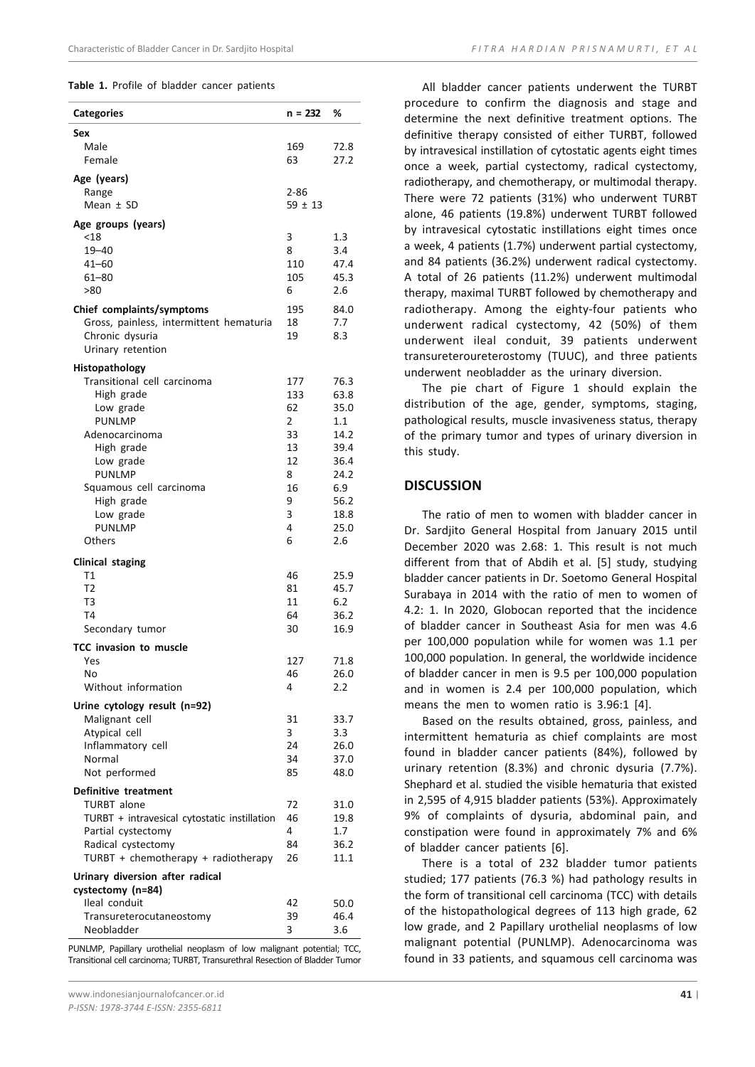**Table 1.** Profile of bladder cancer patients

| Categories | n = 232 | % |
|---|---|---|
| **Sex** | | |
| Male | 169 | 72.8 |
| Female | 63 | 27.2 |
| **Age (years)** | | |
| Range | 2-86 | |
| Mean ± SD | 59 ± 13 | |
| **Age groups (years)** | | |
| <18 | 3 | 1.3 |
| 19–40 | 8 | 3.4 |
| 41–60 | 110 | 47.4 |
| 61–80 | 105 | 45.3 |
| >80 | 6 | 2.6 |
| **Chief complaints/symptoms** | 195 | 84.0 |
| Gross, painless, intermittent hematuria | 18 | 7.7 |
| Chronic dysuria | 19 | 8.3 |
| Urinary retention | | |
| **Histopathology** | | |
| Transitional cell carcinoma | 177 | 76.3 |
| High grade | 133 | 63.8 |
| Low grade | 62 | 35.0 |
| PUNLMP | 2 | 1.1 |
| Adenocarcinoma | 33 | 14.2 |
| High grade | 13 | 39.4 |
| Low grade | 12 | 36.4 |
| PUNLMP | 8 | 24.2 |
| Squamous cell carcinoma | 16 | 6.9 |
| High grade | 9 | 56.2 |
| Low grade | 3 | 18.8 |
| PUNLMP | 4 | 25.0 |
| Others | 6 | 2.6 |
| **Clinical staging** | | |
| T1 | 46 | 25.9 |
| T2 | 81 | 45.7 |
| T3 | 11 | 6.2 |
| T4 | 64 | 36.2 |
| Secondary tumor | 30 | 16.9 |
| **TCC invasion to muscle** | | |
| Yes | 127 | 71.8 |
| No | 46 | 26.0 |
| Without information | 4 | 2.2 |
| **Urine cytology result (n=92)** | | |
| Malignant cell | 31 | 33.7 |
| Atypical cell | 3 | 3.3 |
| Inflammatory cell | 24 | 26.0 |
| Normal | 34 | 37.0 |
| Not performed | 85 | 48.0 |
| **Definitive treatment** | | |
| TURBT alone | 72 | 31.0 |
| TURBT + intravesical cytostatic instillation | 46 | 19.8 |
| Partial cystectomy | 4 | 1.7 |
| Radical cystectomy | 84 | 36.2 |
| TURBT + chemotherapy + radiotherapy | 26 | 11.1 |
| **Urinary diversion after radical cystectomy (n=84)** | | |
| Ileal conduit | 42 | 50.0 |
| Transureterocutaneostomy | 39 | 46.4 |
| Neobladder | 3 | 3.6 |

PUNLMP, Papillary urothelial neoplasm of low malignant potential; TCC, Transitional cell carcinoma; TURBT, Transurethral Resection of Bladder Tumor

All bladder cancer patients underwent the TURBT procedure to confirm the diagnosis and stage and determine the next definitive treatment options. The definitive therapy consisted of either TURBT, followed by intravesical instillation of cytostatic agents eight times once a week, partial cystectomy, radical cystectomy, radiotherapy, and chemotherapy, or multimodal therapy. There were 72 patients (31%) who underwent TURBT alone, 46 patients (19.8%) underwent TURBT followed by intravesical cytostatic instillations eight times once a week, 4 patients (1.7%) underwent partial cystectomy, and 84 patients (36.2%) underwent radical cystectomy. A total of 26 patients (11.2%) underwent multimodal therapy, maximal TURBT followed by chemotherapy and radiotherapy. Among the eighty-four patients who underwent radical cystectomy, 42 (50%) of them underwent ileal conduit, 39 patients underwent transureteroureterostomy (TUUC), and three patients underwent neobladder as the urinary diversion.

The pie chart of Figure 1 should explain the distribution of the age, gender, symptoms, staging, pathological results, muscle invasiveness status, therapy of the primary tumor and types of urinary diversion in this study.

## DISCUSSION

The ratio of men to women with bladder cancer in Dr. Sardjito General Hospital from January 2015 until December 2020 was 2.68: 1. This result is not much different from that of Abdih et al. [5] study, studying bladder cancer patients in Dr. Soetomo General Hospital Surabaya in 2014 with the ratio of men to women of 4.2: 1. In 2020, Globocan reported that the incidence of bladder cancer in Southeast Asia for men was 4.6 per 100,000 population while for women was 1.1 per 100,000 population. In general, the worldwide incidence of bladder cancer in men is 9.5 per 100,000 population and in women is 2.4 per 100,000 population, which means the men to women ratio is 3.96:1 [4].

Based on the results obtained, gross, painless, and intermittent hematuria as chief complaints are most found in bladder cancer patients (84%), followed by urinary retention (8.3%) and chronic dysuria (7.7%). Shephard et al. studied the visible hematuria that existed in 2,595 of 4,915 bladder patients (53%). Approximately 9% of complaints of dysuria, abdominal pain, and constipation were found in approximately 7% and 6% of bladder cancer patients [6].

There is a total of 232 bladder tumor patients studied; 177 patients (76.3 %) had pathology results in the form of transitional cell carcinoma (TCC) with details of the histopathological degrees of 113 high grade, 62 low grade, and 2 Papillary urothelial neoplasms of low malignant potential (PUNLMP). Adenocarcinoma was found in 33 patients, and squamous cell carcinoma was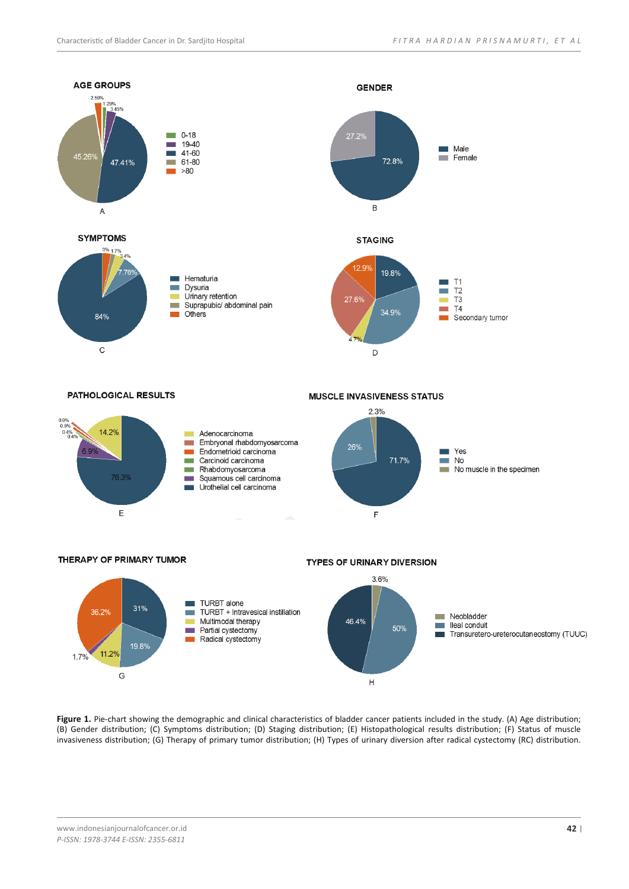**Figure 1.** Pie-chart showing the demographic and clinical characteristics of bladder cancer patients included in the study. (A) Age distribution; (B) Gender distribution; (C) Symptoms distribution; (D) Staging distribution; (E) Histopathological results distribution; (F) Status of muscle invasiveness distribution; (G) Therapy of primary tumor distribution; (H) Types of urinary diversion after radical cystectomy (RC) distribution.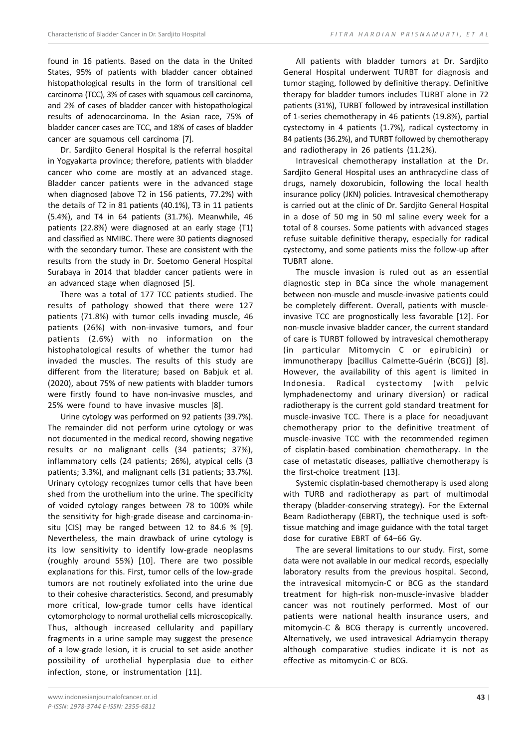found in 16 patients. Based on the data in the United States, 95% of patients with bladder cancer obtained histopathological results in the form of transitional cell carcinoma (TCC), 3% of cases with squamous cell carcinoma, and 2% of cases of bladder cancer with histopathological results of adenocarcinoma. In the Asian race, 75% of bladder cancer cases are TCC, and 18% of cases of bladder cancer are squamous cell carcinoma [7].

Dr. Sardjito General Hospital is the referral hospital in Yogyakarta province; therefore, patients with bladder cancer who come are mostly at an advanced stage. Bladder cancer patients were in the advanced stage when diagnosed (above T2 in 156 patients, 77.2%) with the details of T2 in 81 patients (40.1%), T3 in 11 patients (5.4%), and T4 in 64 patients (31.7%). Meanwhile, 46 patients (22.8%) were diagnosed at an early stage (T1) and classified as NMIBC. There were 30 patients diagnosed with the secondary tumor. These are consistent with the results from the study in Dr. Soetomo General Hospital Surabaya in 2014 that bladder cancer patients were in an advanced stage when diagnosed [5].

There was a total of 177 TCC patients studied. The results of pathology showed that there were 127 patients (71.8%) with tumor cells invading muscle, 46 patients (26%) with non-invasive tumors, and four patients (2.6%) with no information on the histophatological results of whether the tumor had invaded the muscles. The results of this study are different from the literature; based on Babjuk et al. (2020), about 75% of new patients with bladder tumors were firstly found to have non-invasive muscles, and 25% were found to have invasive muscles [8].

Urine cytology was performed on 92 patients (39.7%). The remainder did not perform urine cytology or was not documented in the medical record, showing negative results or no malignant cells (34 patients; 37%), inflammatory cells (24 patients; 26%), atypical cells (3 patients; 3.3%), and malignant cells (31 patients; 33.7%). Urinary cytology recognizes tumor cells that have been shed from the urothelium into the urine. The specificity of voided cytology ranges between 78 to 100% while the sensitivity for high-grade disease and carcinoma-in-situ (CIS) may be ranged between 12 to 84.6 % [9]. Nevertheless, the main drawback of urine cytology is its low sensitivity to identify low-grade neoplasms (roughly around 55%) [10]. There are two possible explanations for this. First, tumor cells of the low-grade tumors are not routinely exfoliated into the urine due to their cohesive characteristics. Second, and presumably more critical, low-grade tumor cells have identical cytomorphology to normal urothelial cells microscopically. Thus, although increased cellularity and papillary fragments in a urine sample may suggest the presence of a low-grade lesion, it is crucial to set aside another possibility of urothelial hyperplasia due to either infection, stone, or instrumentation [11].

All patients with bladder tumors at Dr. Sardjito General Hospital underwent TURBT for diagnosis and tumor staging, followed by definitive therapy. Definitive therapy for bladder tumors includes TURBT alone in 72 patients (31%), TURBT followed by intravesical instillation of 1-series chemotherapy in 46 patients (19.8%), partial cystectomy in 4 patients (1.7%), radical cystectomy in 84 patients (36.2%), and TURBT followed by chemotherapy and radiotherapy in 26 patients (11.2%).

Intravesical chemotherapy installation at the Dr. Sardjito General Hospital uses an anthracycline class of drugs, namely doxorubicin, following the local health insurance policy (JKN) policies. Intravesical chemotherapy is carried out at the clinic of Dr. Sardjito General Hospital in a dose of 50 mg in 50 ml saline every week for a total of 8 courses. Some patients with advanced stages refuse suitable definitive therapy, especially for radical cystectomy, and some patients miss the follow-up after TUBRT alone.

The muscle invasion is ruled out as an essential diagnostic step in BCa since the whole management between non-muscle and muscle-invasive patients could be completely different. Overall, patients with muscle-invasive TCC are prognostically less favorable [12]. For non-muscle invasive bladder cancer, the current standard of care is TURBT followed by intravesical chemotherapy (in particular Mitomycin C or epirubicin) or immunotherapy [bacillus Calmette-Guérin (BCG)] [8]. However, the availability of this agent is limited in Indonesia. Radical cystectomy (with pelvic lymphadenectomy and urinary diversion) or radical radiotherapy is the current gold standard treatment for muscle-invasive TCC. There is a place for neoadjuvant chemotherapy prior to the definitive treatment of muscle-invasive TCC with the recommended regimen of cisplatin-based combination chemotherapy. In the case of metastatic diseases, palliative chemotherapy is the first-choice treatment [13].

Systemic cisplatin-based chemotherapy is used along with TURB and radiotherapy as part of multimodal therapy (bladder-conserving strategy). For the External Beam Radiotherapy (EBRT), the technique used is soft-tissue matching and image guidance with the total target dose for curative EBRT of 64–66 Gy.

The are several limitations to our study. First, some data were not available in our medical records, especially laboratory results from the previous hospital. Second, the intravesical mitomycin-C or BCG as the standard treatment for high-risk non-muscle-invasive bladder cancer was not routinely performed. Most of our patients were national health insurance users, and mitomycin-C & BCG therapy is currently uncovered. Alternatively, we used intravesical Adriamycin therapy although comparative studies indicate it is not as effective as mitomycin-C or BCG.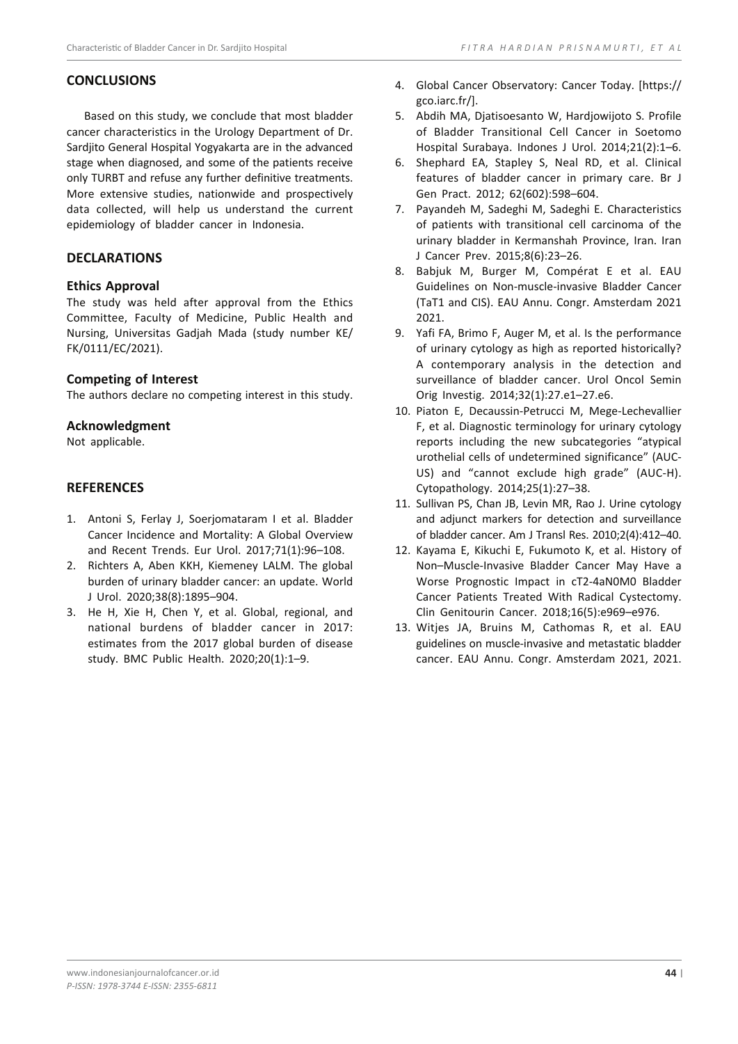## CONCLUSIONS

Based on this study, we conclude that most bladder cancer characteristics in the Urology Department of Dr. Sardjito General Hospital Yogyakarta are in the advanced stage when diagnosed, and some of the patients receive only TURBT and refuse any further definitive treatments. More extensive studies, nationwide and prospectively data collected, will help us understand the current epidemiology of bladder cancer in Indonesia.

## DECLARATIONS

### Ethics Approval

The study was held after approval from the Ethics Committee, Faculty of Medicine, Public Health and Nursing, Universitas Gadjah Mada (study number KE/FK/0111/EC/2021).

### Competing of Interest

The authors declare no competing interest in this study.

### Acknowledgment

Not applicable.

## REFERENCES

1. Antoni S, Ferlay J, Soerjomataram I et al. Bladder Cancer Incidence and Mortality: A Global Overview and Recent Trends. Eur Urol. 2017;71(1):96–108.
2. Richters A, Aben KKH, Kiemeney LALM. The global burden of urinary bladder cancer: an update. World J Urol. 2020;38(8):1895–904.
3. He H, Xie H, Chen Y, et al. Global, regional, and national burdens of bladder cancer in 2017: estimates from the 2017 global burden of disease study. BMC Public Health. 2020;20(1):1–9.
4. Global Cancer Observatory: Cancer Today. [https://gco.iarc.fr/].
5. Abdih MA, Djatisoesanto W, Hardjowijoto S. Profile of Bladder Transitional Cell Cancer in Soetomo Hospital Surabaya. Indones J Urol. 2014;21(2):1–6.
6. Shephard EA, Stapley S, Neal RD, et al. Clinical features of bladder cancer in primary care. Br J Gen Pract. 2012; 62(602):598–604.
7. Payandeh M, Sadeghi M, Sadeghi E. Characteristics of patients with transitional cell carcinoma of the urinary bladder in Kermanshah Province, Iran. Iran J Cancer Prev. 2015;8(6):23–26.
8. Babjuk M, Burger M, Compérat E et al. EAU Guidelines on Non-muscle-invasive Bladder Cancer (TaT1 and CIS). EAU Annu. Congr. Amsterdam 2021 2021.
9. Yafi FA, Brimo F, Auger M, et al. Is the performance of urinary cytology as high as reported historically? A contemporary analysis in the detection and surveillance of bladder cancer. Urol Oncol Semin Orig Investig. 2014;32(1):27.e1–27.e6.
10. Piaton E, Decaussin-Petrucci M, Mege-Lechevallier F, et al. Diagnostic terminology for urinary cytology reports including the new subcategories "atypical urothelial cells of undetermined significance" (AUC-US) and "cannot exclude high grade" (AUC-H). Cytopathology. 2014;25(1):27–38.
11. Sullivan PS, Chan JB, Levin MR, Rao J. Urine cytology and adjunct markers for detection and surveillance of bladder cancer. Am J Transl Res. 2010;2(4):412–40.
12. Kayama E, Kikuchi E, Fukumoto K, et al. History of Non–Muscle-Invasive Bladder Cancer May Have a Worse Prognostic Impact in cT2-4aN0M0 Bladder Cancer Patients Treated With Radical Cystectomy. Clin Genitourin Cancer. 2018;16(5):e969–e976.
13. Witjes JA, Bruins M, Cathomas R, et al. EAU guidelines on muscle-invasive and metastatic bladder cancer. EAU Annu. Congr. Amsterdam 2021, 2021.